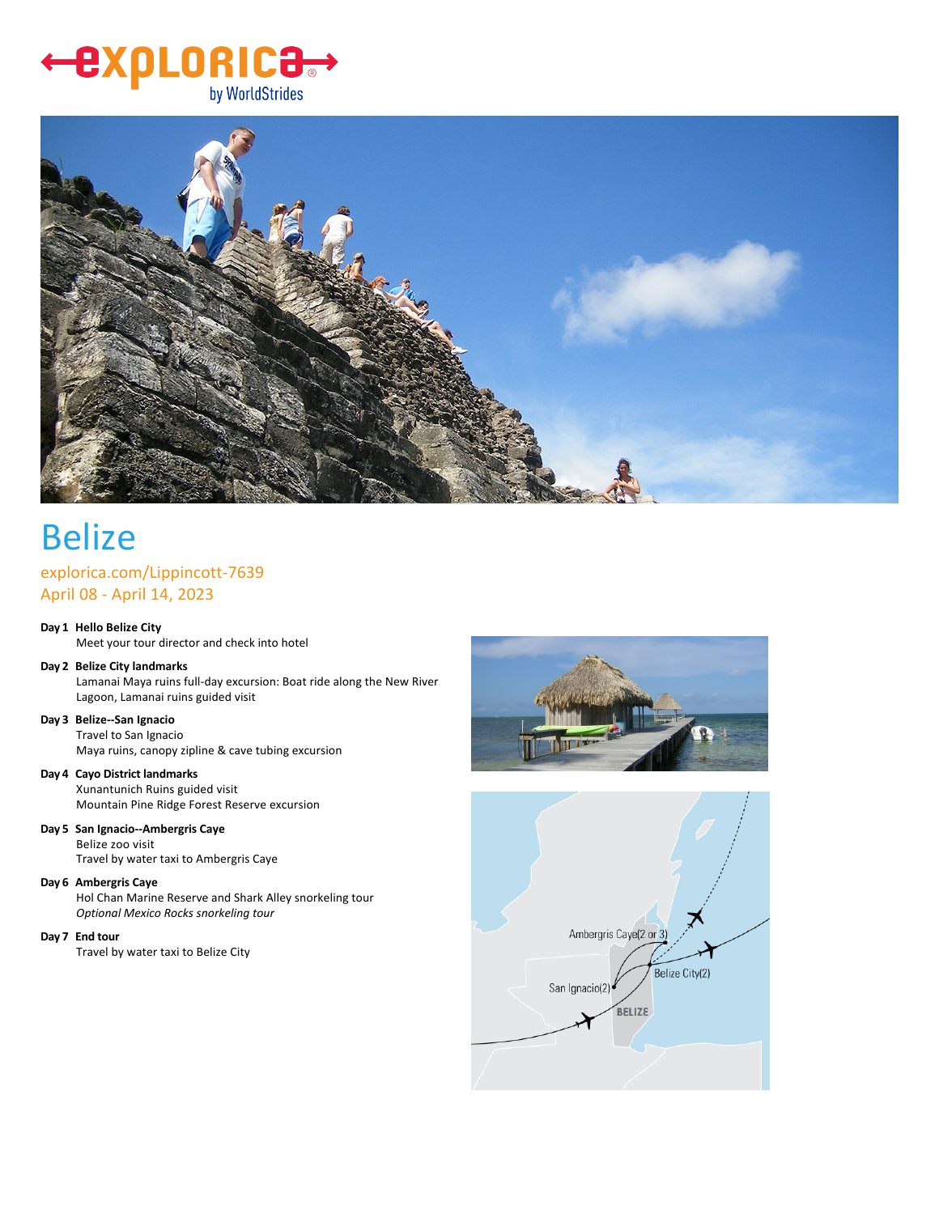# Belize

explorica.com/Lippincott-7639
April 08 - April 14, 2023

**Day 1 Hello Belize City**
Meet your tour director and check into hotel

**Day 2 Belize City landmarks**
Lamanai Maya ruins full-day excursion: Boat ride along the New River Lagoon, Lamanai ruins guided visit

**Day 3 Belize--San Ignacio**
Travel to San Ignacio
Maya ruins, canopy zipline & cave tubing excursion

**Day 4 Cayo District landmarks**
Xunantunich Ruins guided visit
Mountain Pine Ridge Forest Reserve excursion

**Day 5 San Ignacio--Ambergris Caye**
Belize zoo visit
Travel by water taxi to Ambergris Caye

**Day 6 Ambergris Caye**
Hol Chan Marine Reserve and Shark Alley snorkeling tour
*Optional Mexico Rocks snorkeling tour*

**Day 7 End tour**
Travel by water taxi to Belize City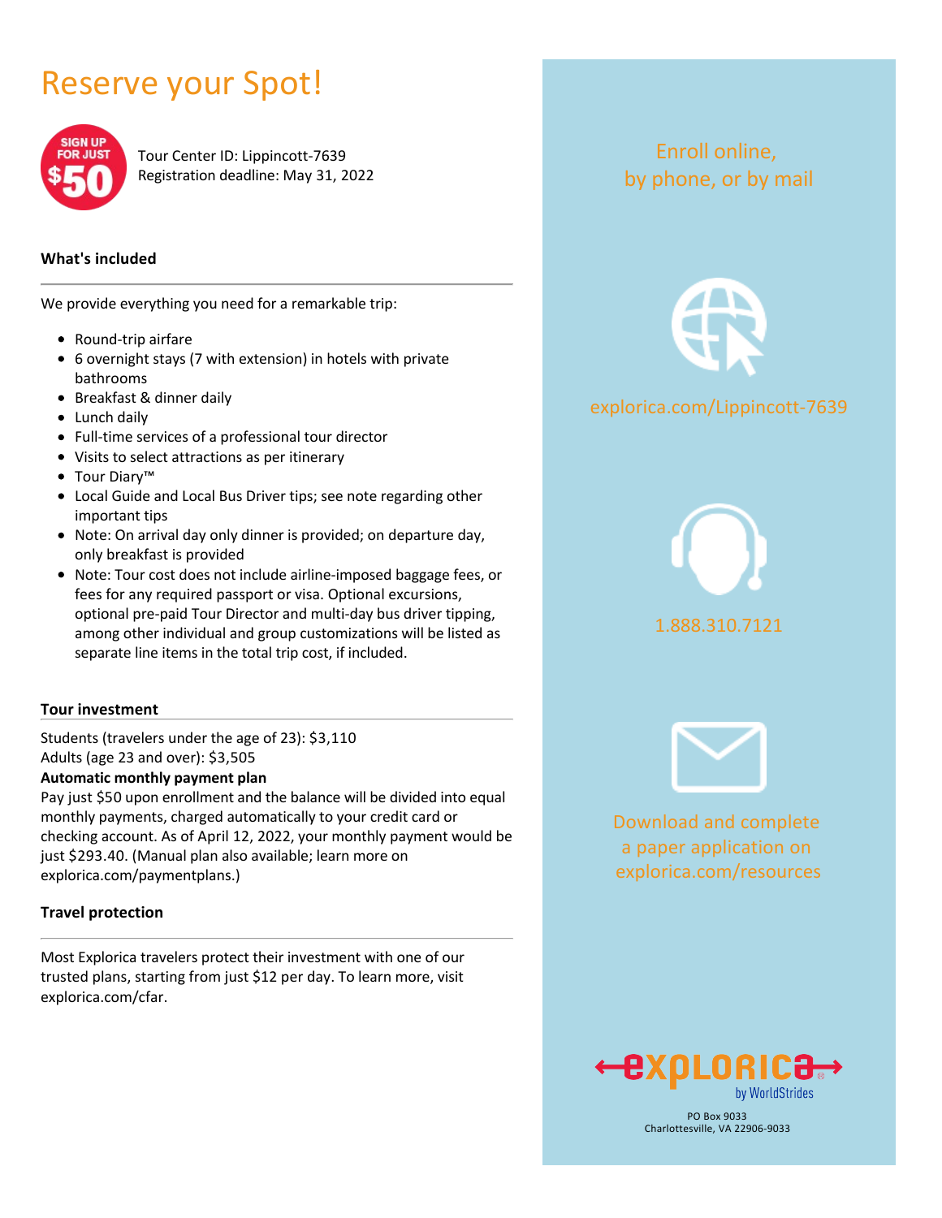# Reserve your Spot!

SIGN UP FOR JUST $50

Tour Center ID: Lippincott-7639
Registration deadline: May 31, 2022

### What's included

We provide everything you need for a remarkable trip:

- Round-trip airfare
- 6 overnight stays (7 with extension) in hotels with private bathrooms
- Breakfast & dinner daily
- Lunch daily
- Full-time services of a professional tour director
- Visits to select attractions as per itinerary
- Tour Diary™
- Local Guide and Local Bus Driver tips; see note regarding other important tips
- Note: On arrival day only dinner is provided; on departure day, only breakfast is provided
- Note: Tour cost does not include airline-imposed baggage fees, or fees for any required passport or visa. Optional excursions, optional pre-paid Tour Director and multi-day bus driver tipping, among other individual and group customizations will be listed as separate line items in the total trip cost, if included.

### Tour investment

Students (travelers under the age of 23): $3,110
Adults (age 23 and over): $3,505

**Automatic monthly payment plan**

Pay just $50 upon enrollment and the balance will be divided into equal monthly payments, charged automatically to your credit card or checking account. As of April 12, 2022, your monthly payment would be just $293.40. (Manual plan also available; learn more on explorica.com/paymentplans.)

### Travel protection

Most Explorica travelers protect their investment with one of our trusted plans, starting from just $12 per day. To learn more, visit explorica.com/cfar.

## Enroll online, by phone, or by mail

explorica.com/Lippincott-7639

1.888.310.7121

Download and complete a paper application on explorica.com/resources

explorica by WorldStrides

PO Box 9033
Charlottesville, VA 22906-9033